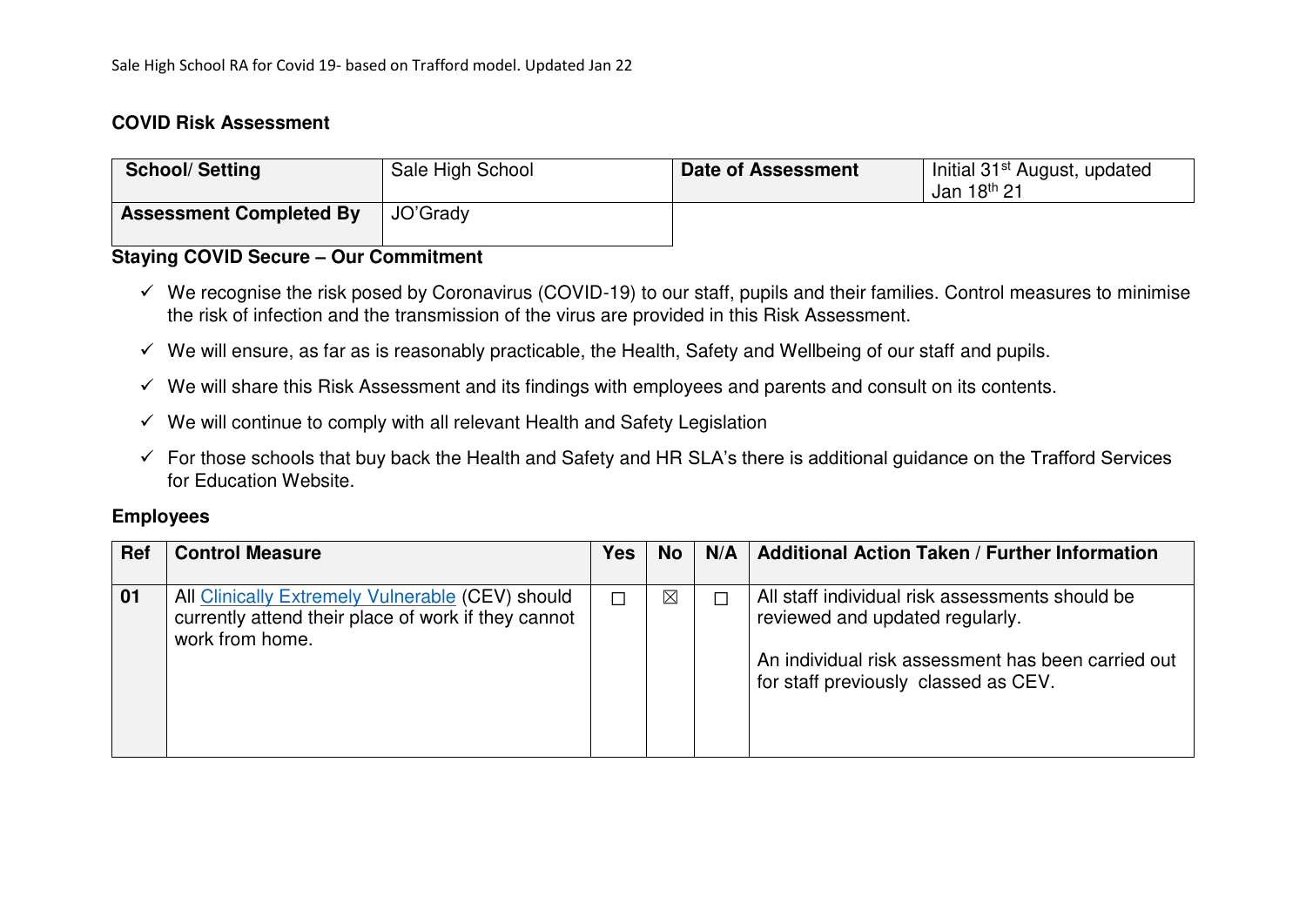## COVID Risk Assessment

| School/ Setting | Sale High School | Date of Assessment | Initial 31st August, updated Jan 18th 21 |
|---|---|---|---|
| **Assessment Completed By** | JO'Grady | | |

### Staying COVID Secure – Our Commitment

- ✓ We recognise the risk posed by Coronavirus (COVID-19) to our staff, pupils and their families. Control measures to minimise the risk of infection and the transmission of the virus are provided in this Risk Assessment.
- ✓ We will ensure, as far as is reasonably practicable, the Health, Safety and Wellbeing of our staff and pupils.
- ✓ We will share this Risk Assessment and its findings with employees and parents and consult on its contents.
- ✓ We will continue to comply with all relevant Health and Safety Legislation
- ✓ For those schools that buy back the Health and Safety and HR SLA's there is additional guidance on the Trafford Services for Education Website.

### Employees

| Ref | Control Measure | Yes | No | N/A | Additional Action Taken / Further Information |
|---|---|---|---|---|---|
| 01 | All Clinically Extremely Vulnerable (CEV) should currently attend their place of work if they cannot work from home. | ☐ | ☒ | ☐ | All staff individual risk assessments should be reviewed and updated regularly.<br><br>An individual risk assessment has been carried out for staff previously classed as CEV. |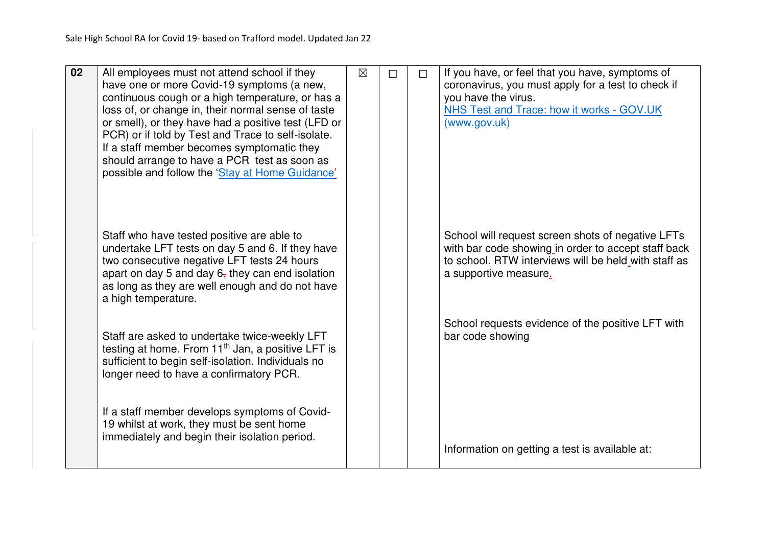| 02 | All employees must not attend school if they have one or more Covid-19 symptoms (a new, continuous cough or a high temperature, or has a loss of, or change in, their normal sense of taste or smell), or they have had a positive test (LFD or PCR) or if told by Test and Trace to self-isolate. If a staff member becomes symptomatic they should arrange to have a PCR test as soon as possible and follow the 'Stay at Home Guidance'<br><br>Staff who have tested positive are able to undertake LFT tests on day 5 and 6. If they have two consecutive negative LFT tests 24 hours apart on day 5 and day 6, they can end isolation as long as they are well enough and do not have a high temperature.<br><br>Staff are asked to undertake twice-weekly LFT testing at home. From 11th Jan, a positive LFT is sufficient to begin self-isolation. Individuals no longer need to have a confirmatory PCR.<br><br>If a staff member develops symptoms of Covid-19 whilst at work, they must be sent home immediately and begin their isolation period. | ☒ | ☐ | ☐ | If you have, or feel that you have, symptoms of coronavirus, you must apply for a test to check if you have the virus.<br>NHS Test and Trace: how it works - GOV.UK (www.gov.uk)<br><br>School will request screen shots of negative LFTs with bar code showing in order to accept staff back to school. RTW interviews will be held with staff as a supportive measure.<br><br>School requests evidence of the positive LFT with bar code showing<br><br>Information on getting a test is available at: |
|---|---|---|---|---|---|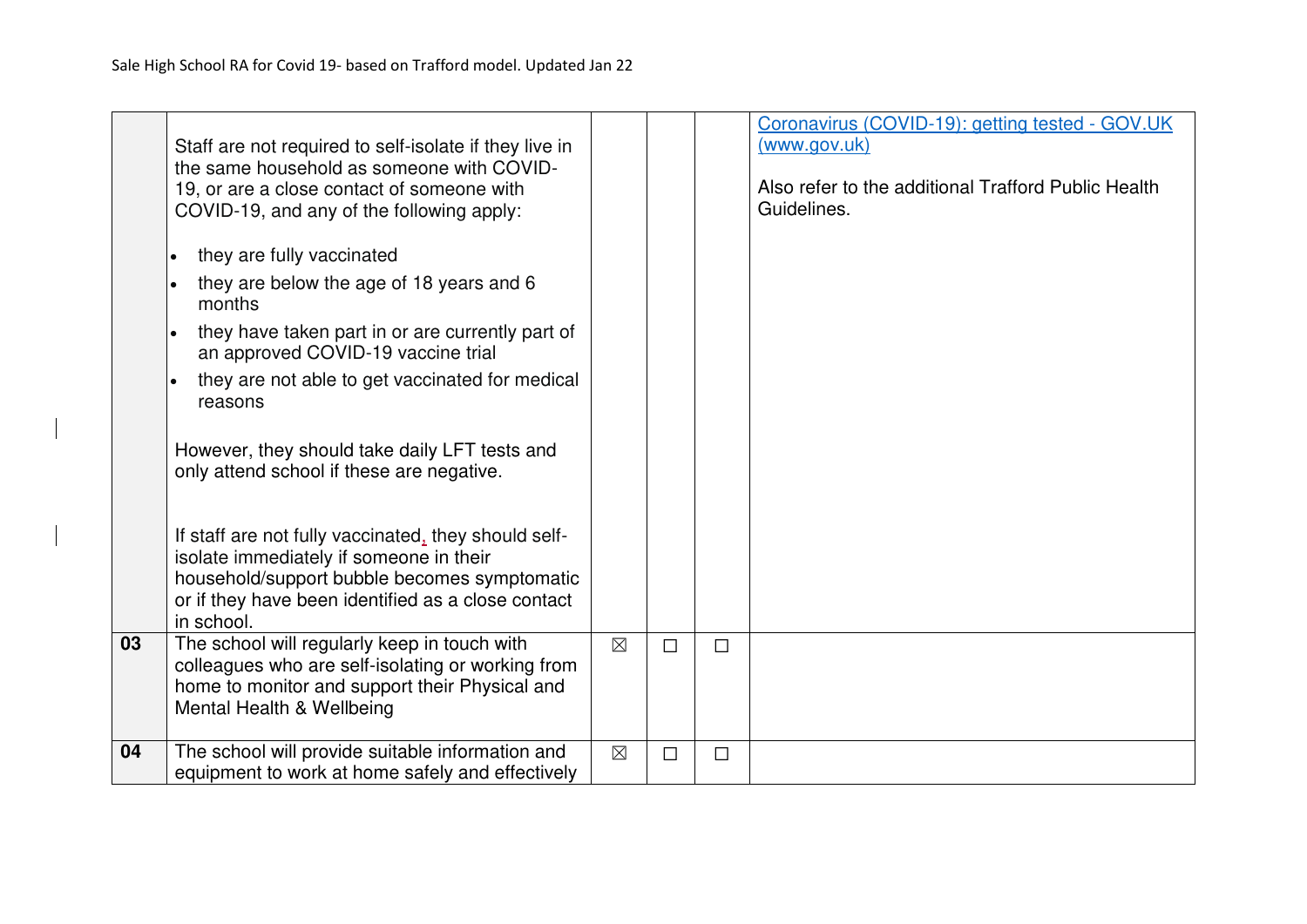| | | | | | |
|---|---|---|---|---|---|
| | Staff are not required to self-isolate if they live in the same household as someone with COVID-19, or are a close contact of someone with COVID-19, and any of the following apply:<br><br>• they are fully vaccinated<br>• they are below the age of 18 years and 6 months<br>• they have taken part in or are currently part of an approved COVID-19 vaccine trial<br>• they are not able to get vaccinated for medical reasons<br><br>However, they should take daily LFT tests and only attend school if these are negative.<br><br>If staff are not fully vaccinated, they should self-isolate immediately if someone in their household/support bubble becomes symptomatic or if they have been identified as a close contact in school. | | | | [Coronavirus (COVID-19): getting tested - GOV.UK (www.gov.uk)]<br><br>Also refer to the additional Trafford Public Health Guidelines. |
| **03** | The school will regularly keep in touch with colleagues who are self-isolating or working from home to monitor and support their Physical and Mental Health & Wellbeing | ☒ | ☐ | ☐ | |
| **04** | The school will provide suitable information and equipment to work at home safely and effectively | ☒ | ☐ | ☐ | |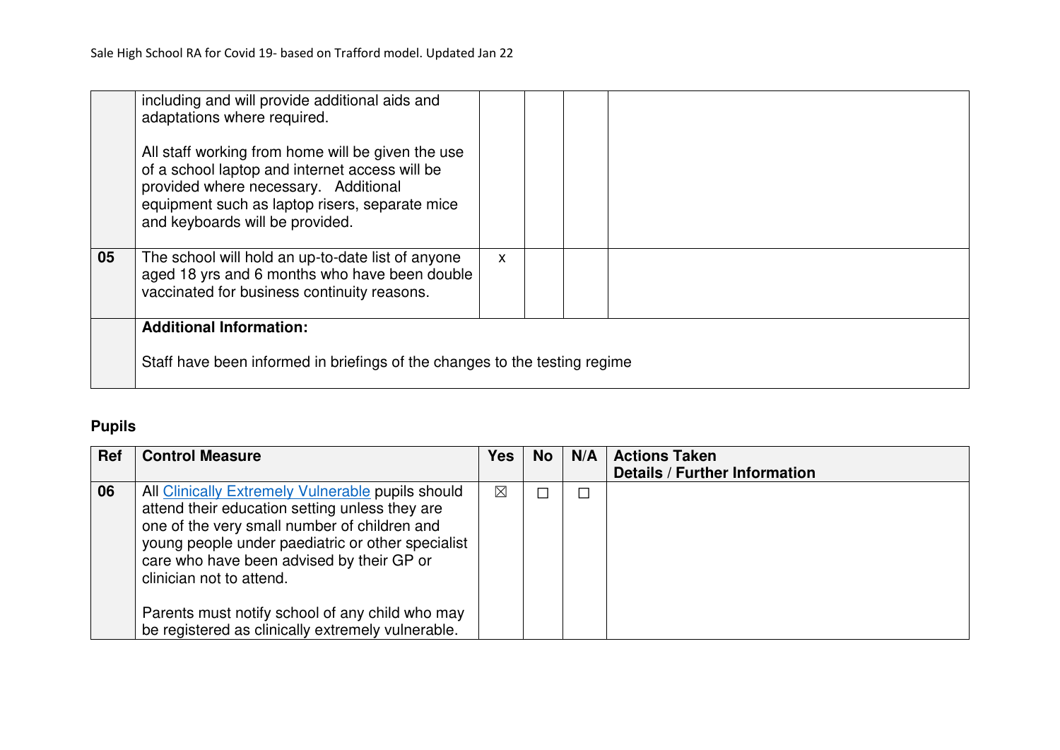| | | | | | |
|---|---|---|---|---|---|
| | including and will provide additional aids and adaptations where required.<br><br>All staff working from home will be given the use of a school laptop and internet access will be provided where necessary. Additional equipment such as laptop risers, separate mice and keyboards will be provided. | | | | |
| **05** | The school will hold an up-to-date list of anyone aged 18 yrs and 6 months who have been double vaccinated for business continuity reasons. | x | | | |
| | **Additional Information:**<br><br>Staff have been informed in briefings of the changes to the testing regime | | | | |

### Pupils

| Ref | Control Measure | Yes | No | N/A | Actions Taken<br>Details / Further Information |
|---|---|---|---|---|---|
| **06** | All Clinically Extremely Vulnerable pupils should attend their education setting unless they are one of the very small number of children and young people under paediatric or other specialist care who have been advised by their GP or clinician not to attend.<br><br>Parents must notify school of any child who may be registered as clinically extremely vulnerable. | ☒ | ☐ | ☐ | |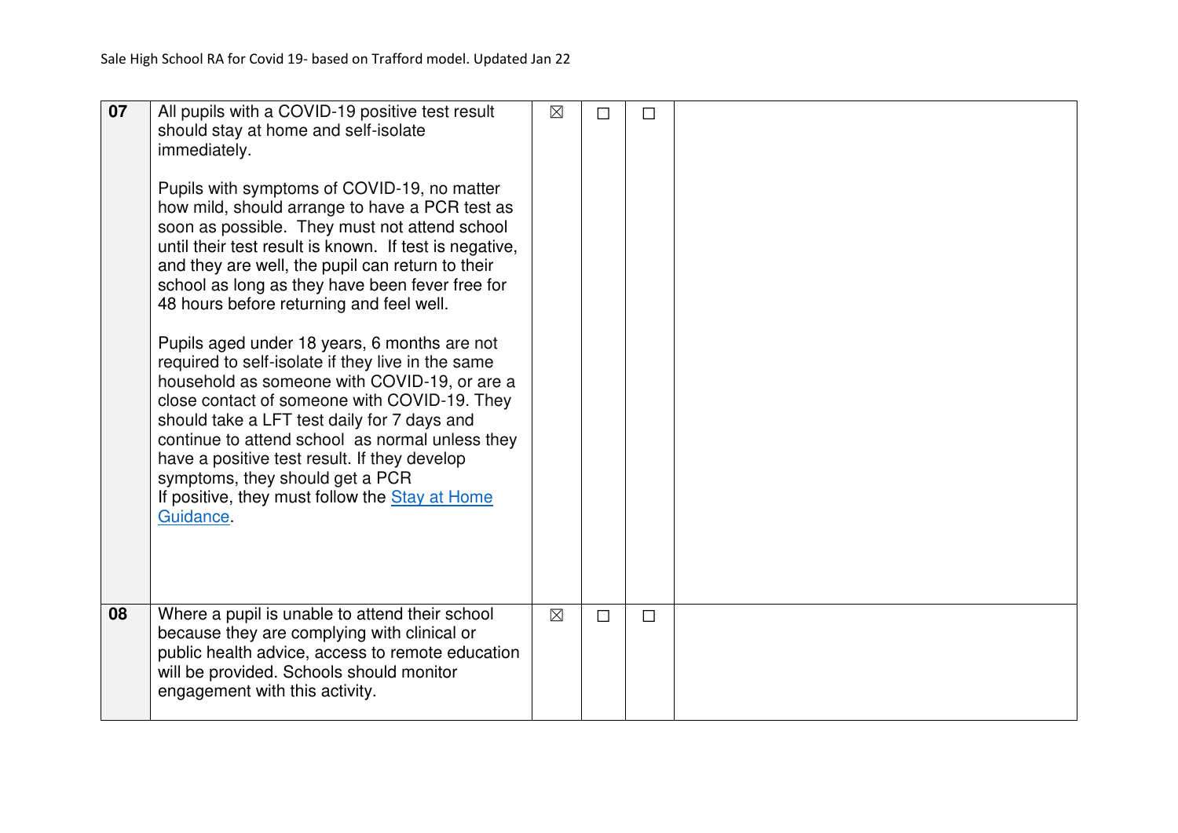| | | | | | |
|---|---|---|---|---|---|
| **07** | All pupils with a COVID-19 positive test result should stay at home and self-isolate immediately.<br><br>Pupils with symptoms of COVID-19, no matter how mild, should arrange to have a PCR test as soon as possible. They must not attend school until their test result is known. If test is negative, and they are well, the pupil can return to their school as long as they have been fever free for 48 hours before returning and feel well.<br><br>Pupils aged under 18 years, 6 months are not required to self-isolate if they live in the same household as someone with COVID-19, or are a close contact of someone with COVID-19. They should take a LFT test daily for 7 days and continue to attend school as normal unless they have a positive test result. If they develop symptoms, they should get a PCR<br>If positive, they must follow the [Stay at Home Guidance](). | ☒ | ☐ | ☐ | |
| **08** | Where a pupil is unable to attend their school because they are complying with clinical or public health advice, access to remote education will be provided. Schools should monitor engagement with this activity. | ☒ | ☐ | ☐ | |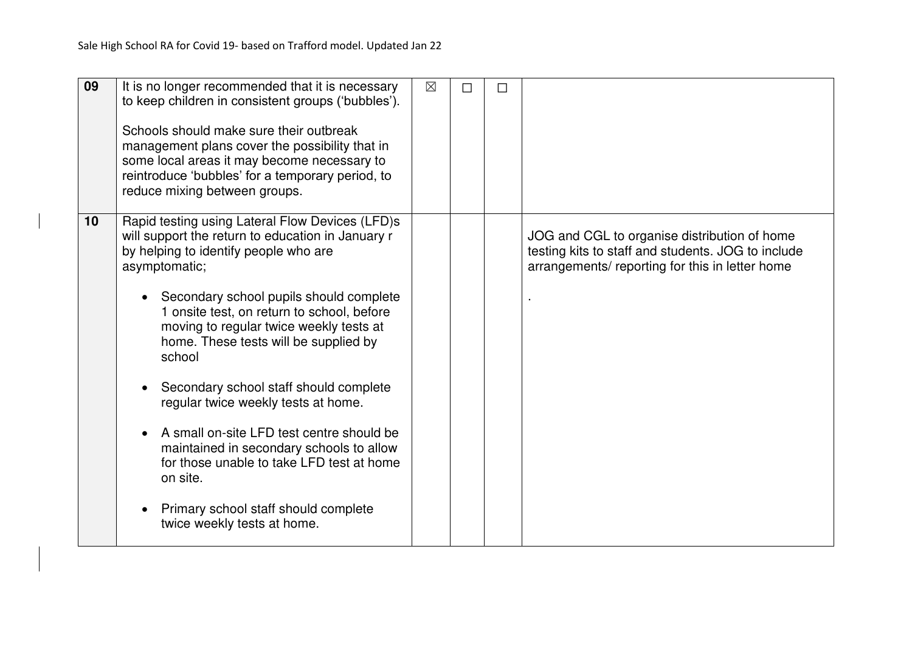| 09 | It is no longer recommended that it is necessary to keep children in consistent groups ('bubbles').<br><br>Schools should make sure their outbreak management plans cover the possibility that in some local areas it may become necessary to reintroduce 'bubbles' for a temporary period, to reduce mixing between groups. | ☒ | ☐ | ☐ | |
|---|---|---|---|---|---|
| 10 | Rapid testing using Lateral Flow Devices (LFD)s will support the return to education in January r by helping to identify people who are asymptomatic;<br><br>• Secondary school pupils should complete 1 onsite test, on return to school, before moving to regular twice weekly tests at home. These tests will be supplied by school<br><br>• Secondary school staff should complete regular twice weekly tests at home.<br><br>• A small on-site LFD test centre should be maintained in secondary schools to allow for those unable to take LFD test at home on site.<br><br>• Primary school staff should complete twice weekly tests at home. | | | | JOG and CGL to organise distribution of home testing kits to staff and students. JOG to include arrangements/ reporting for this in letter home<br><br>. |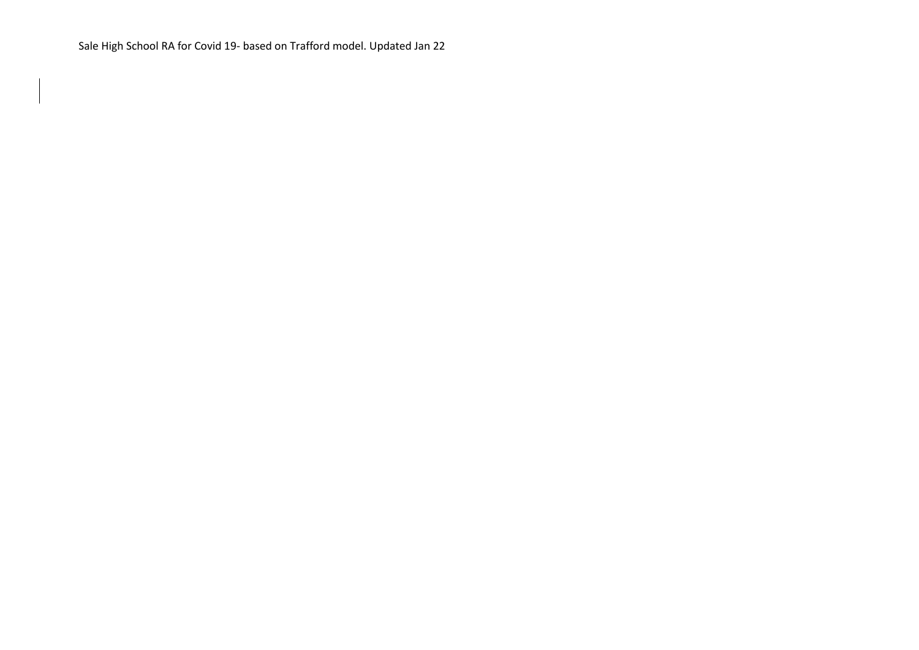Sale High School RA for Covid 19- based on Trafford model. Updated Jan 22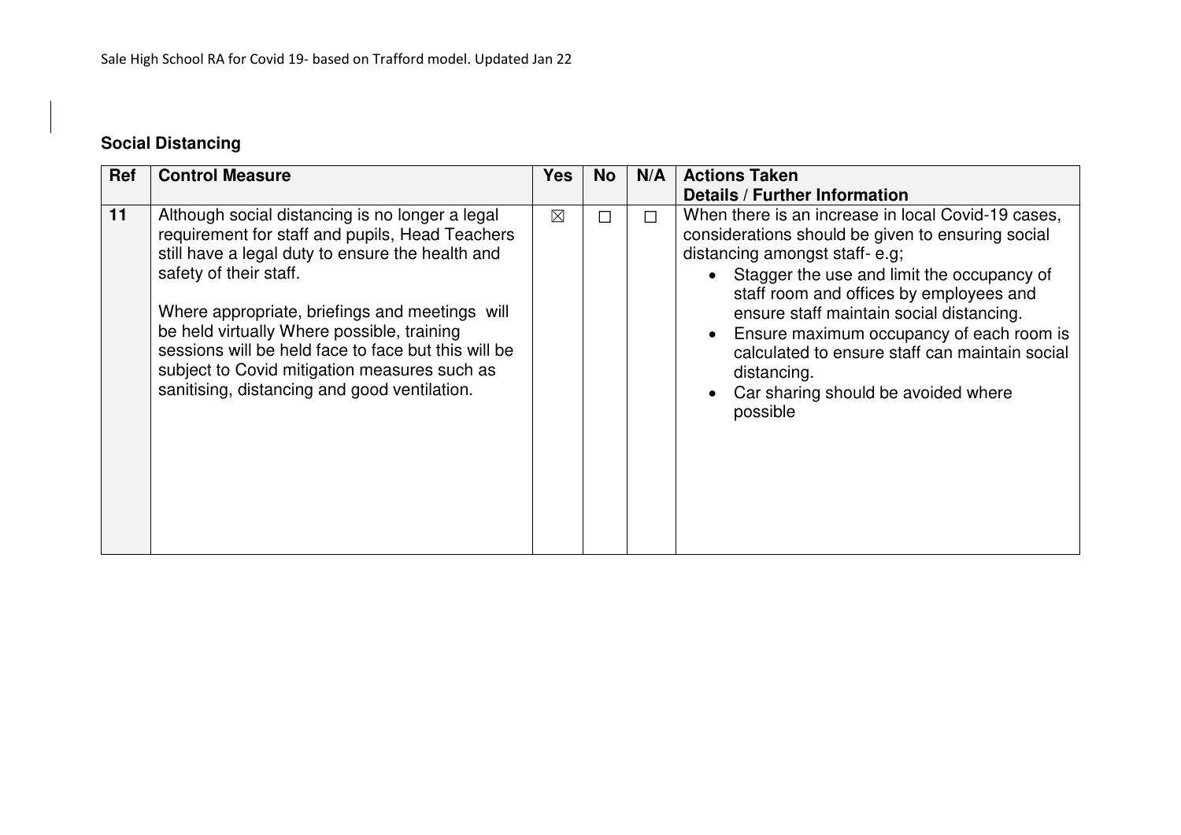## Social Distancing

| Ref | Control Measure | Yes | No | N/A | Actions Taken<br>Details / Further Information |
|---|---|---|---|---|---|
| **11** | Although social distancing is no longer a legal requirement for staff and pupils, Head Teachers still have a legal duty to ensure the health and safety of their staff.<br><br>Where appropriate, briefings and meetings will be held virtually Where possible, training sessions will be held face to face but this will be subject to Covid mitigation measures such as sanitising, distancing and good ventilation. | ☒ | ☐ | ☐ | When there is an increase in local Covid-19 cases, considerations should be given to ensuring social distancing amongst staff- e.g;<br>• Stagger the use and limit the occupancy of staff room and offices by employees and ensure staff maintain social distancing.<br>• Ensure maximum occupancy of each room is calculated to ensure staff can maintain social distancing.<br>• Car sharing should be avoided where possible |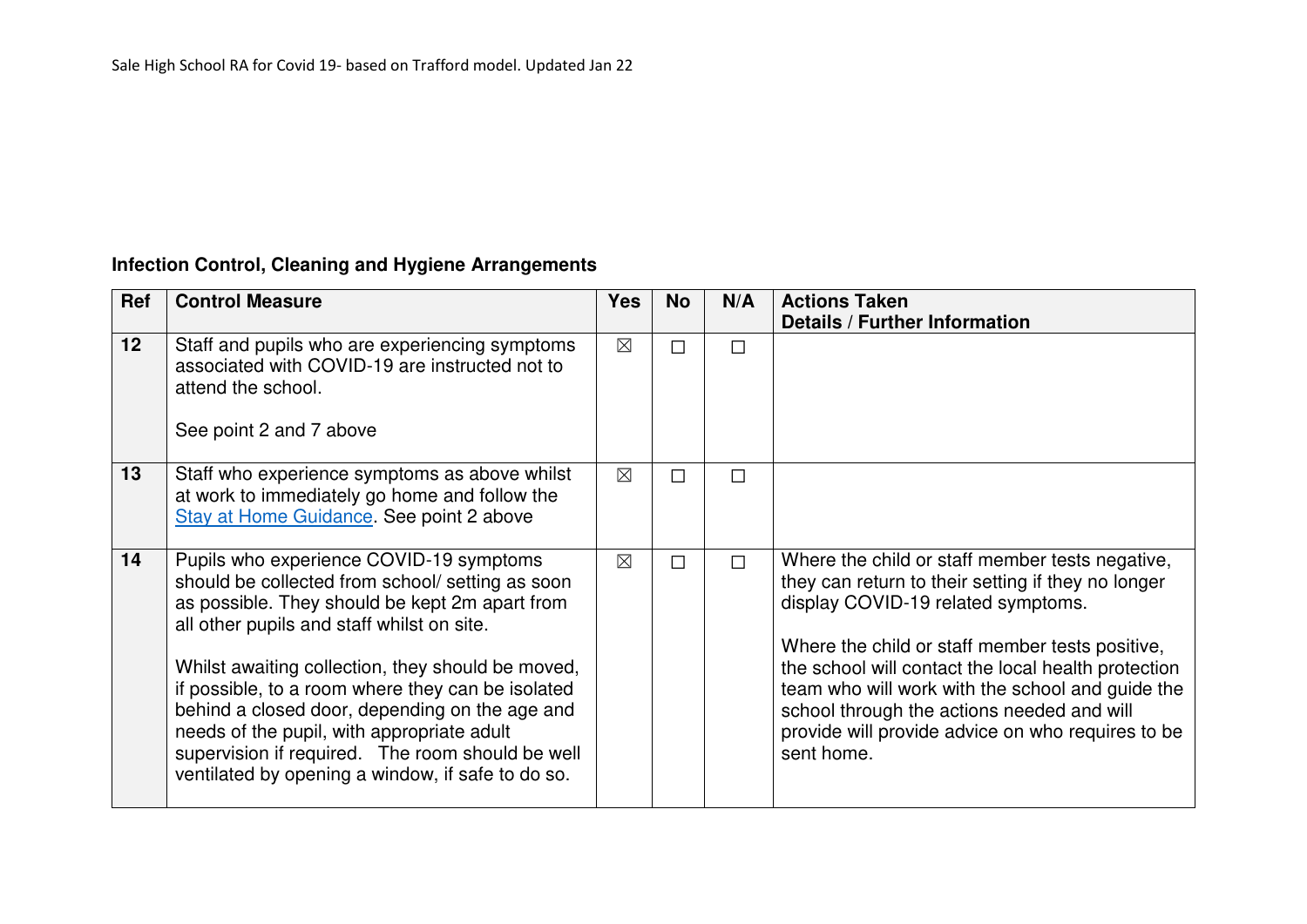## Infection Control, Cleaning and Hygiene Arrangements

| Ref | Control Measure | Yes | No | N/A | Actions Taken<br>Details / Further Information |
|---|---|---|---|---|---|
| 12 | Staff and pupils who are experiencing symptoms associated with COVID-19 are instructed not to attend the school.<br><br>See point 2 and 7 above | ☒ | ☐ | ☐ | |
| 13 | Staff who experience symptoms as above whilst at work to immediately go home and follow the Stay at Home Guidance. See point 2 above | ☒ | ☐ | ☐ | |
| 14 | Pupils who experience COVID-19 symptoms should be collected from school/ setting as soon as possible. They should be kept 2m apart from all other pupils and staff whilst on site.<br><br>Whilst awaiting collection, they should be moved, if possible, to a room where they can be isolated behind a closed door, depending on the age and needs of the pupil, with appropriate adult supervision if required. The room should be well ventilated by opening a window, if safe to do so. | ☒ | ☐ | ☐ | Where the child or staff member tests negative, they can return to their setting if they no longer display COVID-19 related symptoms.<br><br>Where the child or staff member tests positive, the school will contact the local health protection team who will work with the school and guide the school through the actions needed and will provide will provide advice on who requires to be sent home. |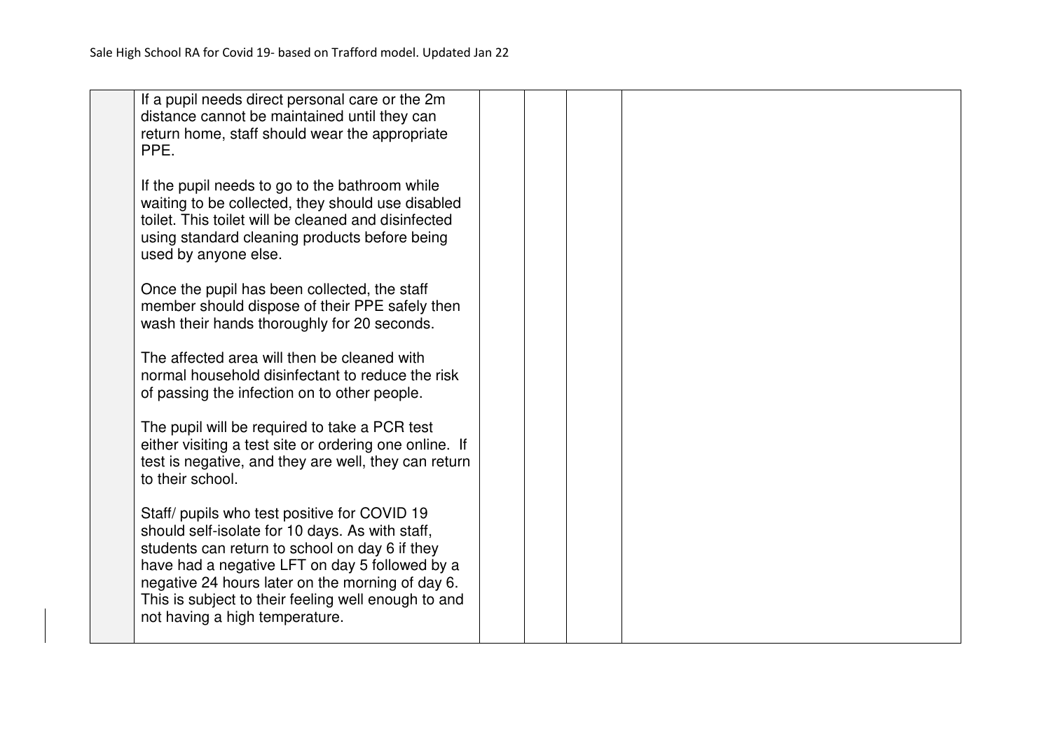| | | | | | |
|---|---|---|---|---|---|
| | If a pupil needs direct personal care or the 2m distance cannot be maintained until they can return home, staff should wear the appropriate PPE.<br><br>If the pupil needs to go to the bathroom while waiting to be collected, they should use disabled toilet. This toilet will be cleaned and disinfected using standard cleaning products before being used by anyone else.<br><br>Once the pupil has been collected, the staff member should dispose of their PPE safely then wash their hands thoroughly for 20 seconds.<br><br>The affected area will then be cleaned with normal household disinfectant to reduce the risk of passing the infection on to other people.<br><br>The pupil will be required to take a PCR test either visiting a test site or ordering one online. If test is negative, and they are well, they can return to their school.<br><br>Staff/ pupils who test positive for COVID 19 should self-isolate for 10 days. As with staff, students can return to school on day 6 if they have had a negative LFT on day 5 followed by a negative 24 hours later on the morning of day 6. This is subject to their feeling well enough to and not having a high temperature. | | | | |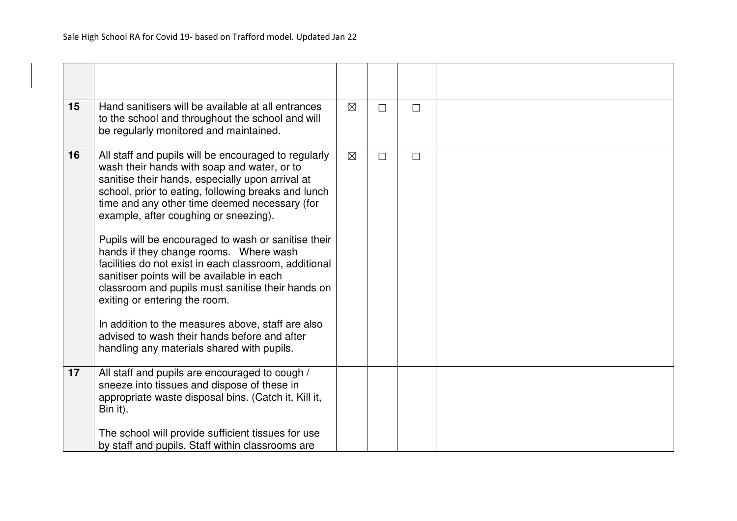| | | | | | |
|---|---|---|---|---|---|
| | | | | | |
| **15** | Hand sanitisers will be available at all entrances to the school and throughout the school and will be regularly monitored and maintained. | ☒ | ☐ | ☐ | |
| **16** | All staff and pupils will be encouraged to regularly wash their hands with soap and water, or to sanitise their hands, especially upon arrival at school, prior to eating, following breaks and lunch time and any other time deemed necessary (for example, after coughing or sneezing).<br><br>Pupils will be encouraged to wash or sanitise their hands if they change rooms. Where wash facilities do not exist in each classroom, additional sanitiser points will be available in each classroom and pupils must sanitise their hands on exiting or entering the room.<br><br>In addition to the measures above, staff are also advised to wash their hands before and after handling any materials shared with pupils. | ☒ | ☐ | ☐ | |
| **17** | All staff and pupils are encouraged to cough / sneeze into tissues and dispose of these in appropriate waste disposal bins. (Catch it, Kill it, Bin it).<br><br>The school will provide sufficient tissues for use by staff and pupils. Staff within classrooms are | | | | |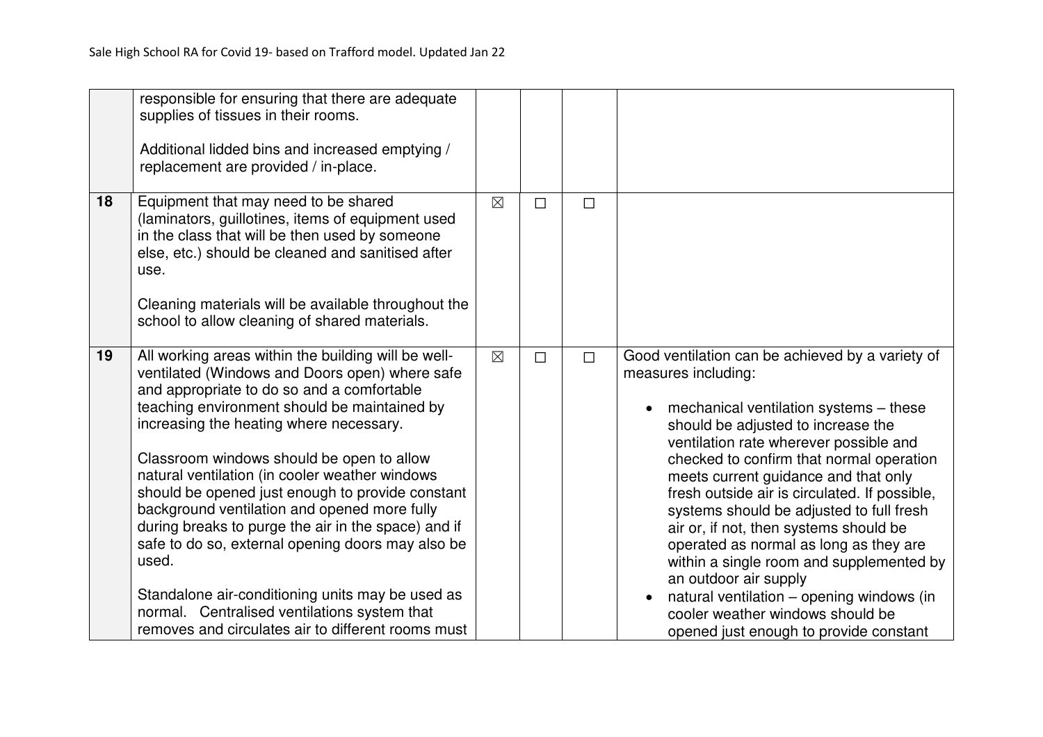| | | | | | |
|---|---|---|---|---|---|
| | responsible for ensuring that there are adequate supplies of tissues in their rooms.<br><br>Additional lidded bins and increased emptying / replacement are provided / in-place. | | | | |
| **18** | Equipment that may need to be shared (laminators, guillotines, items of equipment used in the class that will be then used by someone else, etc.) should be cleaned and sanitised after use.<br><br>Cleaning materials will be available throughout the school to allow cleaning of shared materials. | ☒ | ☐ | ☐ | |
| **19** | All working areas within the building will be well-ventilated (Windows and Doors open) where safe and appropriate to do so and a comfortable teaching environment should be maintained by increasing the heating where necessary.<br><br>Classroom windows should be open to allow natural ventilation (in cooler weather windows should be opened just enough to provide constant background ventilation and opened more fully during breaks to purge the air in the space) and if safe to do so, external opening doors may also be used.<br><br>Standalone air-conditioning units may be used as normal. Centralised ventilations system that removes and circulates air to different rooms must | ☒ | ☐ | ☐ | Good ventilation can be achieved by a variety of measures including:<br><br>• mechanical ventilation systems – these should be adjusted to increase the ventilation rate wherever possible and checked to confirm that normal operation meets current guidance and that only fresh outside air is circulated. If possible, systems should be adjusted to full fresh air or, if not, then systems should be operated as normal as long as they are within a single room and supplemented by an outdoor air supply<br>• natural ventilation – opening windows (in cooler weather windows should be opened just enough to provide constant |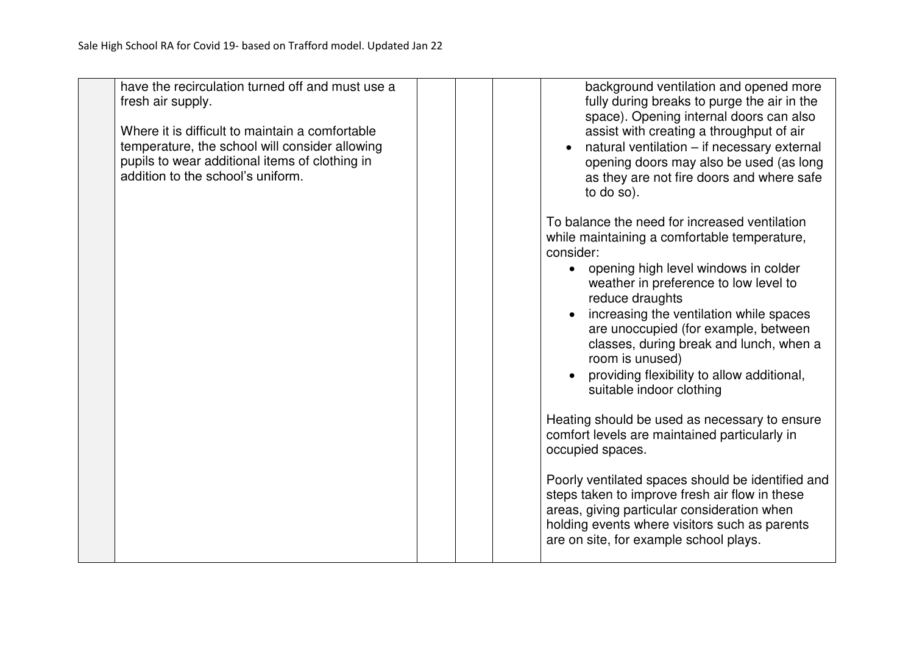| | | | | | |
|---|---|---|---|---|---|
| | have the recirculation turned off and must use a fresh air supply.<br><br>Where it is difficult to maintain a comfortable temperature, the school will consider allowing pupils to wear additional items of clothing in addition to the school's uniform. | | | | background ventilation and opened more fully during breaks to purge the air in the space). Opening internal doors can also assist with creating a throughput of air<br>• natural ventilation – if necessary external opening doors may also be used (as long as they are not fire doors and where safe to do so).<br><br>To balance the need for increased ventilation while maintaining a comfortable temperature, consider:<br>• opening high level windows in colder weather in preference to low level to reduce draughts<br>• increasing the ventilation while spaces are unoccupied (for example, between classes, during break and lunch, when a room is unused)<br>• providing flexibility to allow additional, suitable indoor clothing<br><br>Heating should be used as necessary to ensure comfort levels are maintained particularly in occupied spaces.<br><br>Poorly ventilated spaces should be identified and steps taken to improve fresh air flow in these areas, giving particular consideration when holding events where visitors such as parents are on site, for example school plays. |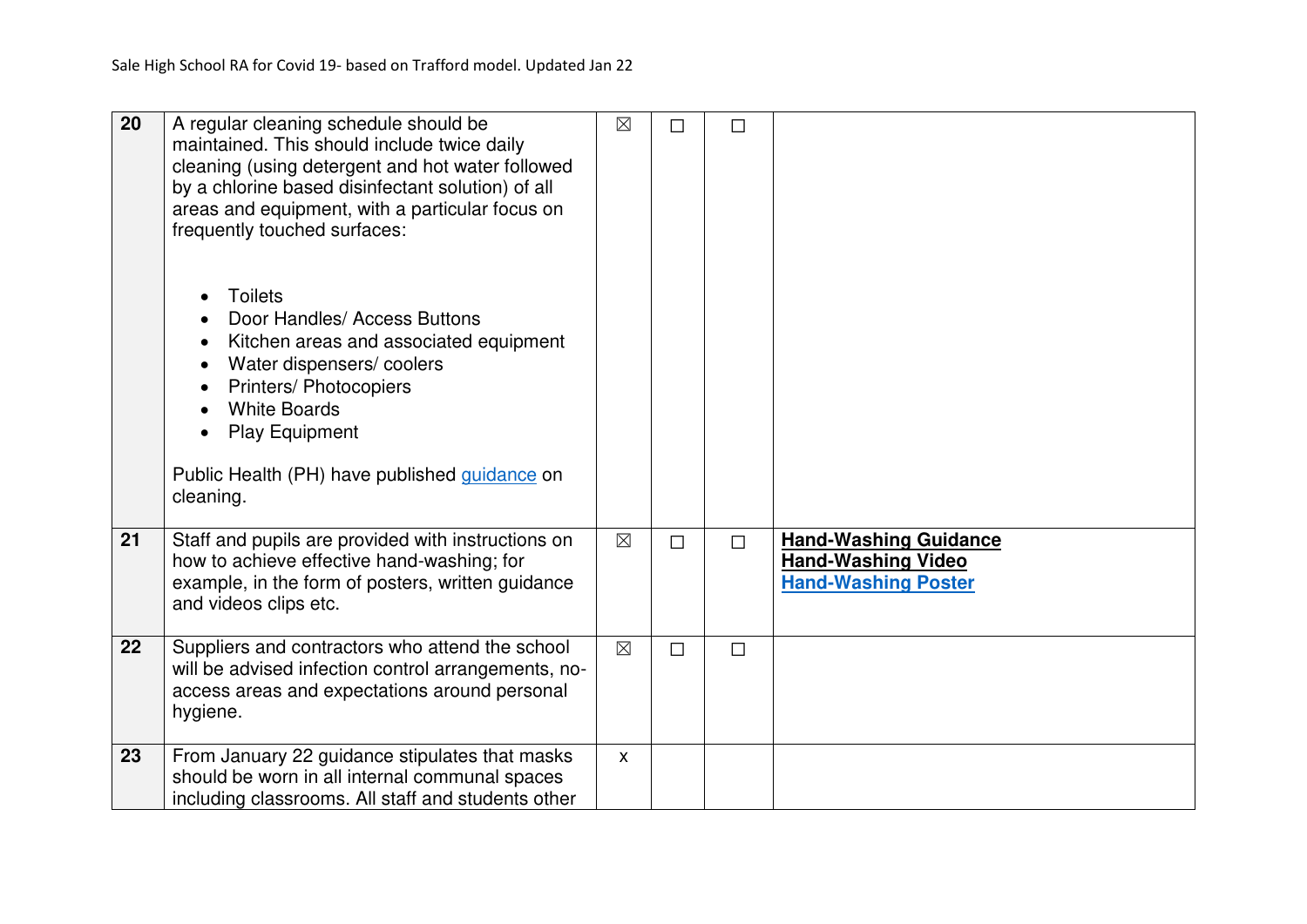| | | | | | |
|---|---|---|---|---|---|
| **20** | A regular cleaning schedule should be maintained. This should include twice daily cleaning (using detergent and hot water followed by a chlorine based disinfectant solution) of all areas and equipment, with a particular focus on frequently touched surfaces:<br><br>• Toilets<br>• Door Handles/ Access Buttons<br>• Kitchen areas and associated equipment<br>• Water dispensers/ coolers<br>• Printers/ Photocopiers<br>• White Boards<br>• Play Equipment<br><br>Public Health (PH) have published guidance on cleaning. | ☒ | ☐ | ☐ | |
| **21** | Staff and pupils are provided with instructions on how to achieve effective hand-washing; for example, in the form of posters, written guidance and videos clips etc. | ☒ | ☐ | ☐ | **Hand-Washing Guidance**<br>**Hand-Washing Video**<br>**Hand-Washing Poster** |
| **22** | Suppliers and contractors who attend the school will be advised infection control arrangements, no-access areas and expectations around personal hygiene. | ☒ | ☐ | ☐ | |
| **23** | From January 22 guidance stipulates that masks should be worn in all internal communal spaces including classrooms. All staff and students other | x | | | |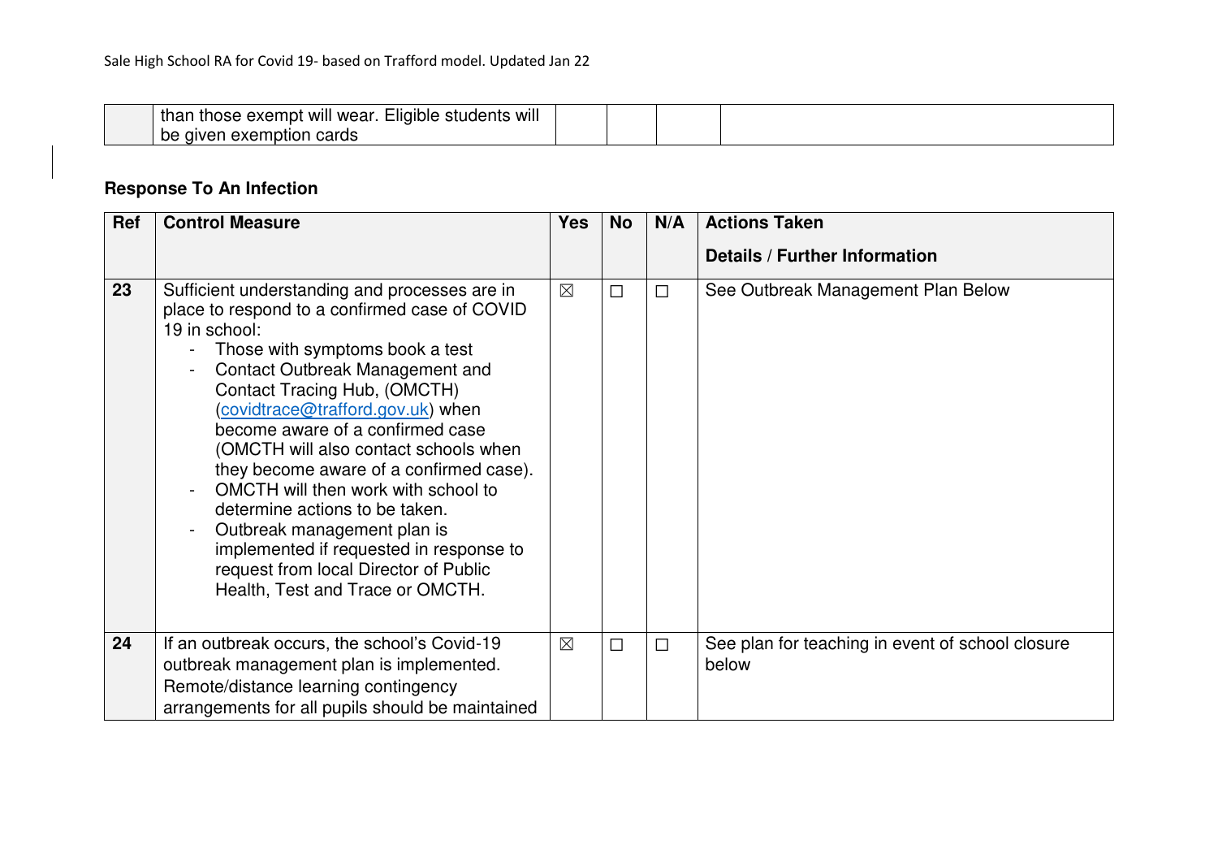| | than those exempt will wear. Eligible students will be given exemption cards | | | | |
|---|---|---|---|---|---|

**Response To An Infection**

| Ref | Control Measure | Yes | No | N/A | Actions Taken<br><br>Details / Further Information |
|---|---|---|---|---|---|
| 23 | Sufficient understanding and processes are in place to respond to a confirmed case of COVID 19 in school:<br>- Those with symptoms book a test<br>- Contact Outbreak Management and Contact Tracing Hub, (OMCTH) (covidtrace@trafford.gov.uk) when become aware of a confirmed case (OMCTH will also contact schools when they become aware of a confirmed case).<br>- OMCTH will then work with school to determine actions to be taken.<br>- Outbreak management plan is implemented if requested in response to request from local Director of Public Health, Test and Trace or OMCTH. | ☒ | ☐ | ☐ | See Outbreak Management Plan Below |
| 24 | If an outbreak occurs, the school's Covid-19 outbreak management plan is implemented. Remote/distance learning contingency arrangements for all pupils should be maintained | ☒ | ☐ | ☐ | See plan for teaching in event of school closure below |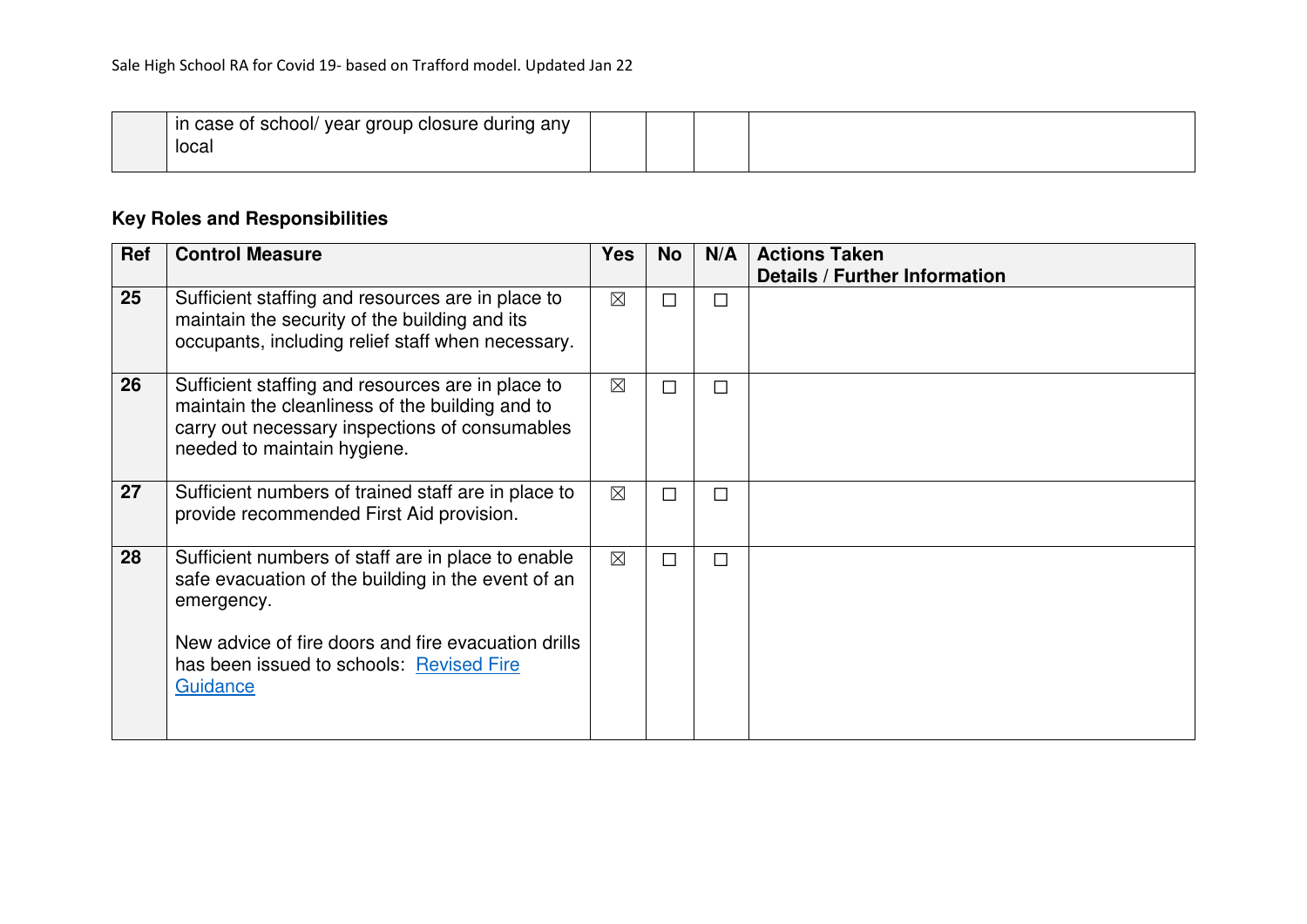| | in case of school/ year group closure during any local | | | | |
|---|---|---|---|---|---|

### Key Roles and Responsibilities

| Ref | Control Measure | Yes | No | N/A | Actions Taken Details / Further Information |
|---|---|---|---|---|---|
| 25 | Sufficient staffing and resources are in place to maintain the security of the building and its occupants, including relief staff when necessary. | ☒ | ☐ | ☐ | |
| 26 | Sufficient staffing and resources are in place to maintain the cleanliness of the building and to carry out necessary inspections of consumables needed to maintain hygiene. | ☒ | ☐ | ☐ | |
| 27 | Sufficient numbers of trained staff are in place to provide recommended First Aid provision. | ☒ | ☐ | ☐ | |
| 28 | Sufficient numbers of staff are in place to enable safe evacuation of the building in the event of an emergency.<br><br>New advice of fire doors and fire evacuation drills has been issued to schools: Revised Fire Guidance | ☒ | ☐ | ☐ | |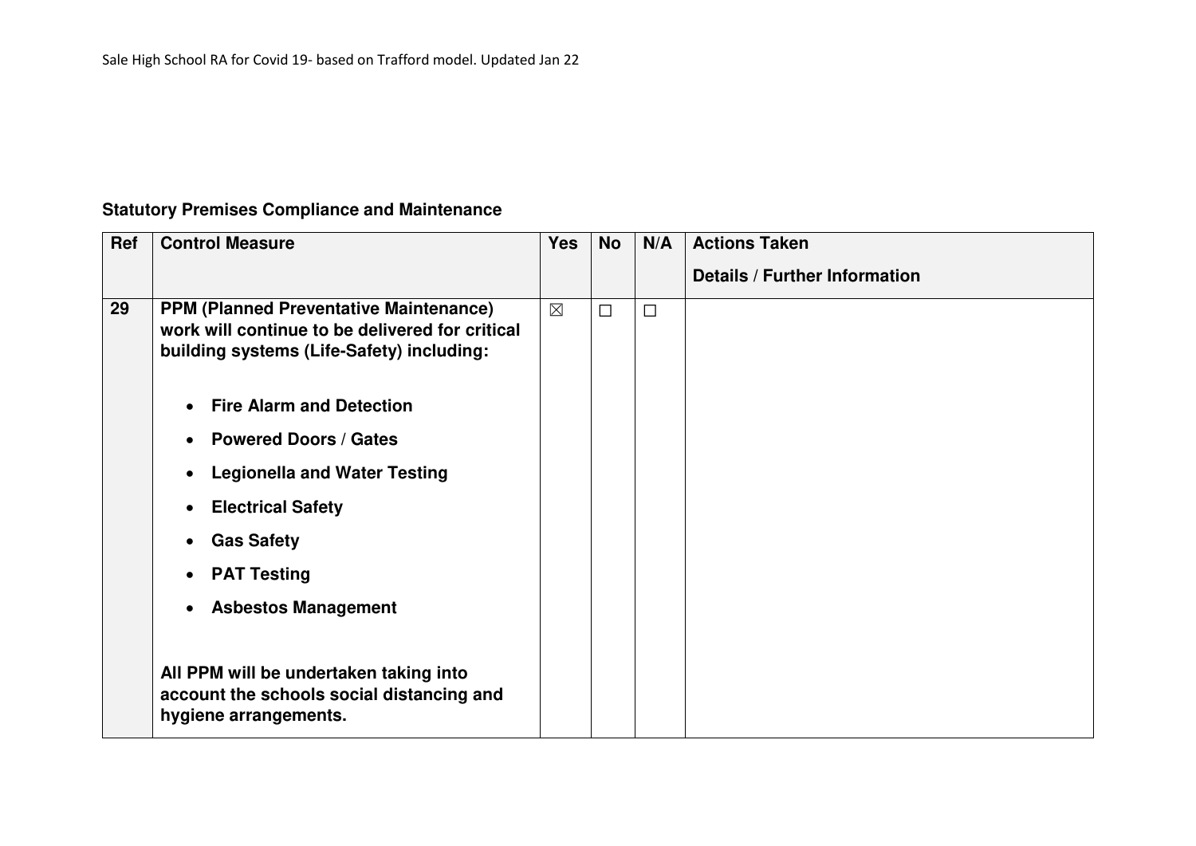**Statutory Premises Compliance and Maintenance**

| Ref | Control Measure | Yes | No | N/A | Actions Taken<br><br>Details / Further Information |
|---|---|---|---|---|---|
| 29 | **PPM (Planned Preventative Maintenance) work will continue to be delivered for critical building systems (Life-Safety) including:**<br><br>• **Fire Alarm and Detection**<br>• **Powered Doors / Gates**<br>• **Legionella and Water Testing**<br>• **Electrical Safety**<br>• **Gas Safety**<br>• **PAT Testing**<br>• **Asbestos Management**<br><br>**All PPM will be undertaken taking into account the schools social distancing and hygiene arrangements.** | ☒ | ☐ | ☐ | |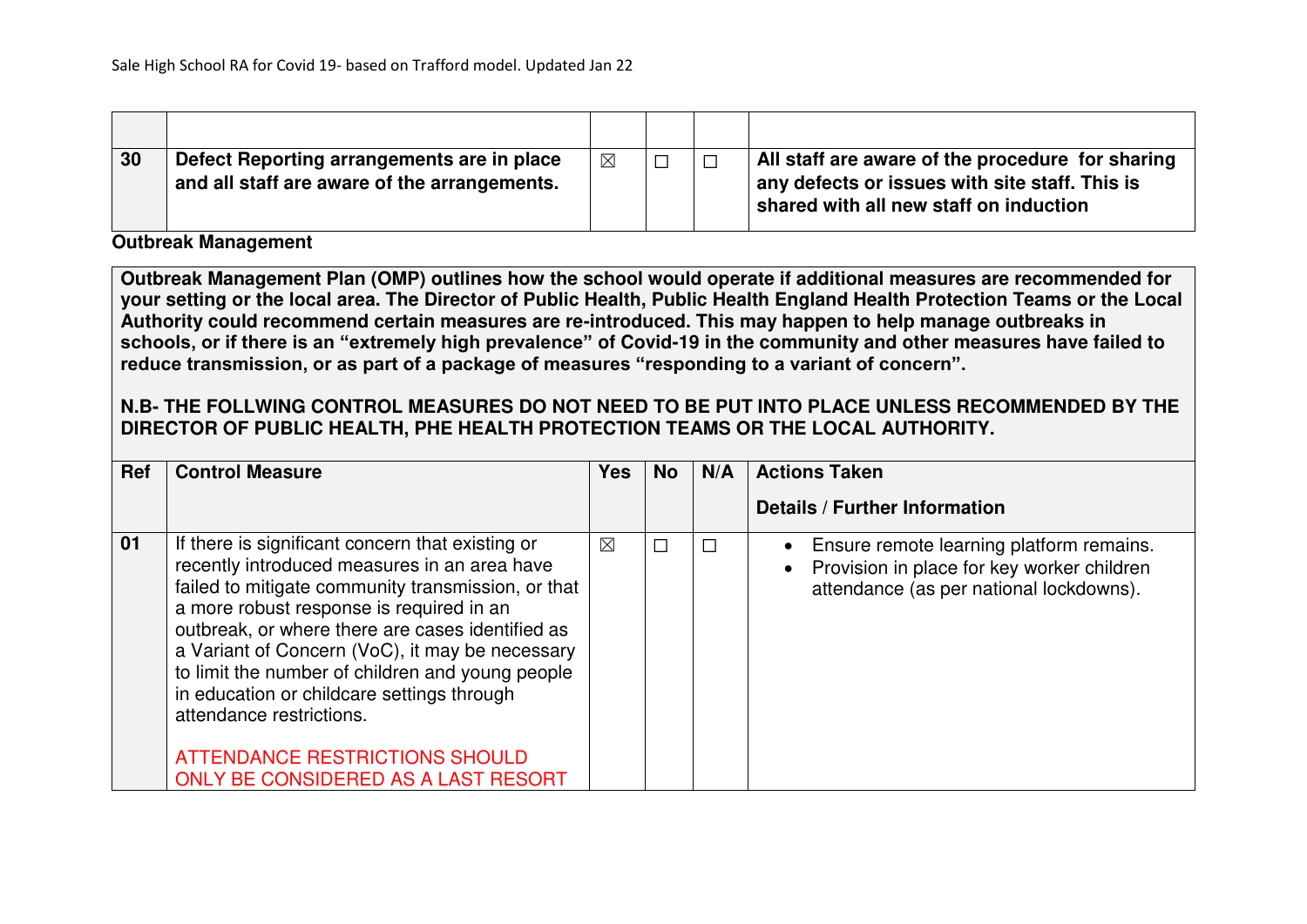| | | | | | |
|---|---|---|---|---|---|
| **30** | **Defect Reporting arrangements are in place and all staff are aware of the arrangements.** | ☒ | ☐ | ☐ | **All staff are aware of the procedure for sharing any defects or issues with site staff. This is shared with all new staff on induction** |

**Outbreak Management**

**Outbreak Management Plan (OMP) outlines how the school would operate if additional measures are recommended for your setting or the local area. The Director of Public Health, Public Health England Health Protection Teams or the Local Authority could recommend certain measures are re-introduced. This may happen to help manage outbreaks in schools, or if there is an "extremely high prevalence" of Covid-19 in the community and other measures have failed to reduce transmission, or as part of a package of measures "responding to a variant of concern".**

**N.B- THE FOLLWING CONTROL MEASURES DO NOT NEED TO BE PUT INTO PLACE UNLESS RECOMMENDED BY THE DIRECTOR OF PUBLIC HEALTH, PHE HEALTH PROTECTION TEAMS OR THE LOCAL AUTHORITY.**

| Ref | Control Measure | Yes | No | N/A | Actions Taken<br>Details / Further Information |
|---|---|---|---|---|---|
| **01** | If there is significant concern that existing or recently introduced measures in an area have failed to mitigate community transmission, or that a more robust response is required in an outbreak, or where there are cases identified as a Variant of Concern (VoC), it may be necessary to limit the number of children and young people in education or childcare settings through attendance restrictions.<br><br>ATTENDANCE RESTRICTIONS SHOULD ONLY BE CONSIDERED AS A LAST RESORT | ☒ | ☐ | ☐ | • Ensure remote learning platform remains.<br>• Provision in place for key worker children attendance (as per national lockdowns). |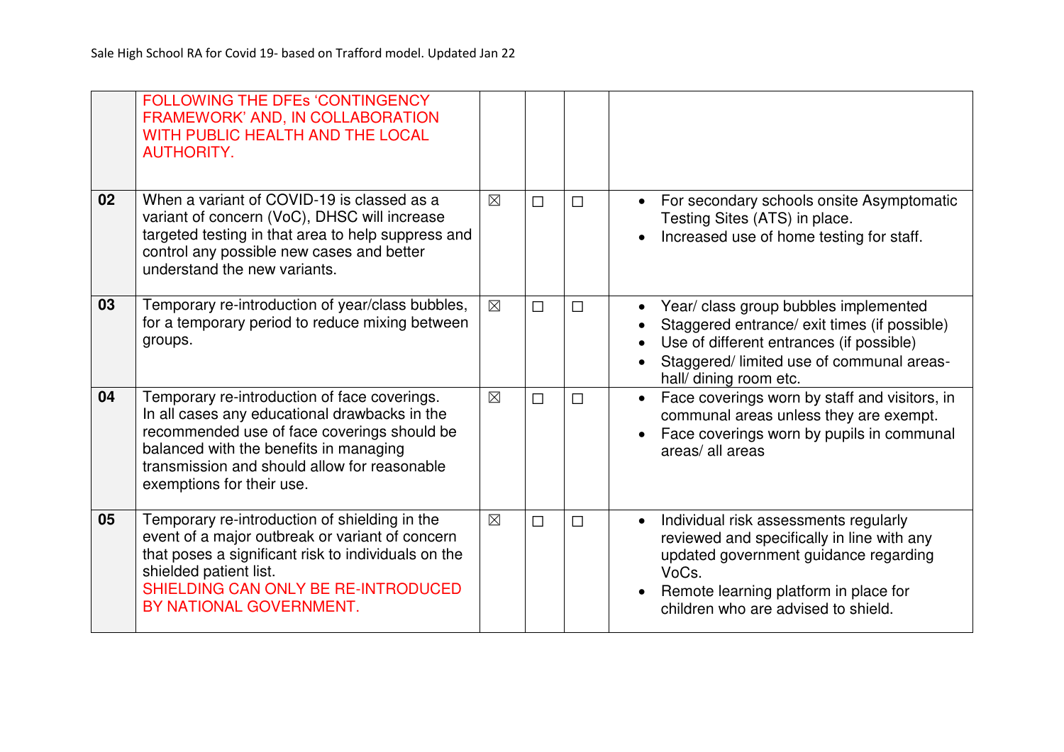|  |  |  |  |  |  |
|---|---|---|---|---|---|
|  | FOLLOWING THE DFEs 'CONTINGENCY FRAMEWORK' AND, IN COLLABORATION WITH PUBLIC HEALTH AND THE LOCAL AUTHORITY. |  |  |  |  |
| **02** | When a variant of COVID-19 is classed as a variant of concern (VoC), DHSC will increase targeted testing in that area to help suppress and control any possible new cases and better understand the new variants. | ☒ | ☐ | ☐ | • For secondary schools onsite Asymptomatic Testing Sites (ATS) in place.<br>• Increased use of home testing for staff. |
| **03** | Temporary re-introduction of year/class bubbles, for a temporary period to reduce mixing between groups. | ☒ | ☐ | ☐ | • Year/ class group bubbles implemented<br>• Staggered entrance/ exit times (if possible)<br>• Use of different entrances (if possible)<br>• Staggered/ limited use of communal areas- hall/ dining room etc. |
| **04** | Temporary re-introduction of face coverings. In all cases any educational drawbacks in the recommended use of face coverings should be balanced with the benefits in managing transmission and should allow for reasonable exemptions for their use. | ☒ | ☐ | ☐ | • Face coverings worn by staff and visitors, in communal areas unless they are exempt.<br>• Face coverings worn by pupils in communal areas/ all areas |
| **05** | Temporary re-introduction of shielding in the event of a major outbreak or variant of concern that poses a significant risk to individuals on the shielded patient list.<br>SHIELDING CAN ONLY BE RE-INTRODUCED BY NATIONAL GOVERNMENT. | ☒ | ☐ | ☐ | • Individual risk assessments regularly reviewed and specifically in line with any updated government guidance regarding VoCs.<br>• Remote learning platform in place for children who are advised to shield. |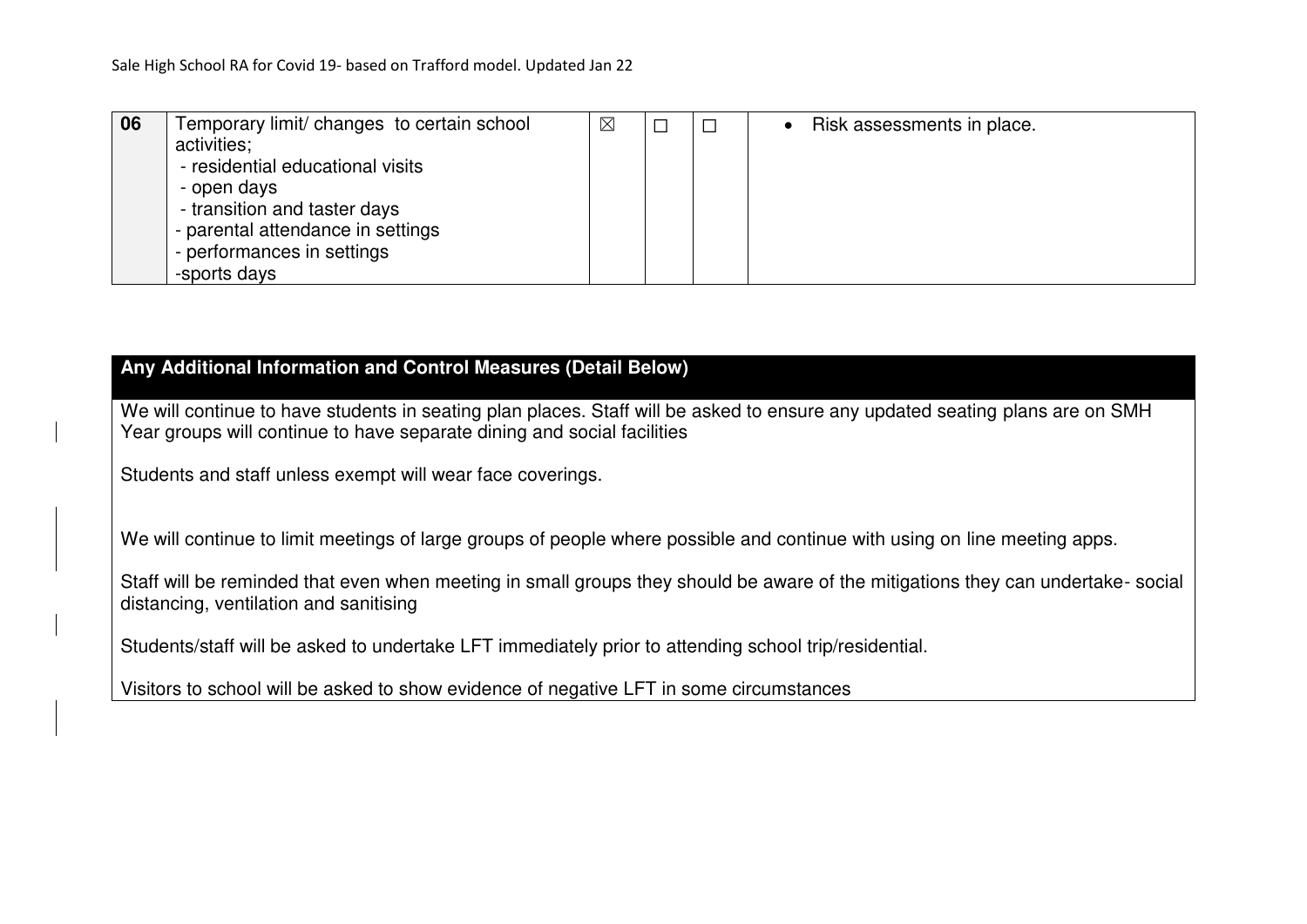| 06 | Temporary limit/ changes to certain school activities;<br>- residential educational visits<br>- open days<br>- transition and taster days<br>- parental attendance in settings<br>- performances in settings<br>-sports days | ☒ | ☐ | ☐ | • Risk assessments in place. |
|---|---|---|---|---|---|

## Any Additional Information and Control Measures (Detail Below)

We will continue to have students in seating plan places. Staff will be asked to ensure any updated seating plans are on SMH
Year groups will continue to have separate dining and social facilities

Students and staff unless exempt will wear face coverings.

We will continue to limit meetings of large groups of people where possible and continue with using on line meeting apps.

Staff will be reminded that even when meeting in small groups they should be aware of the mitigations they can undertake- social distancing, ventilation and sanitising

Students/staff will be asked to undertake LFT immediately prior to attending school trip/residential.

Visitors to school will be asked to show evidence of negative LFT in some circumstances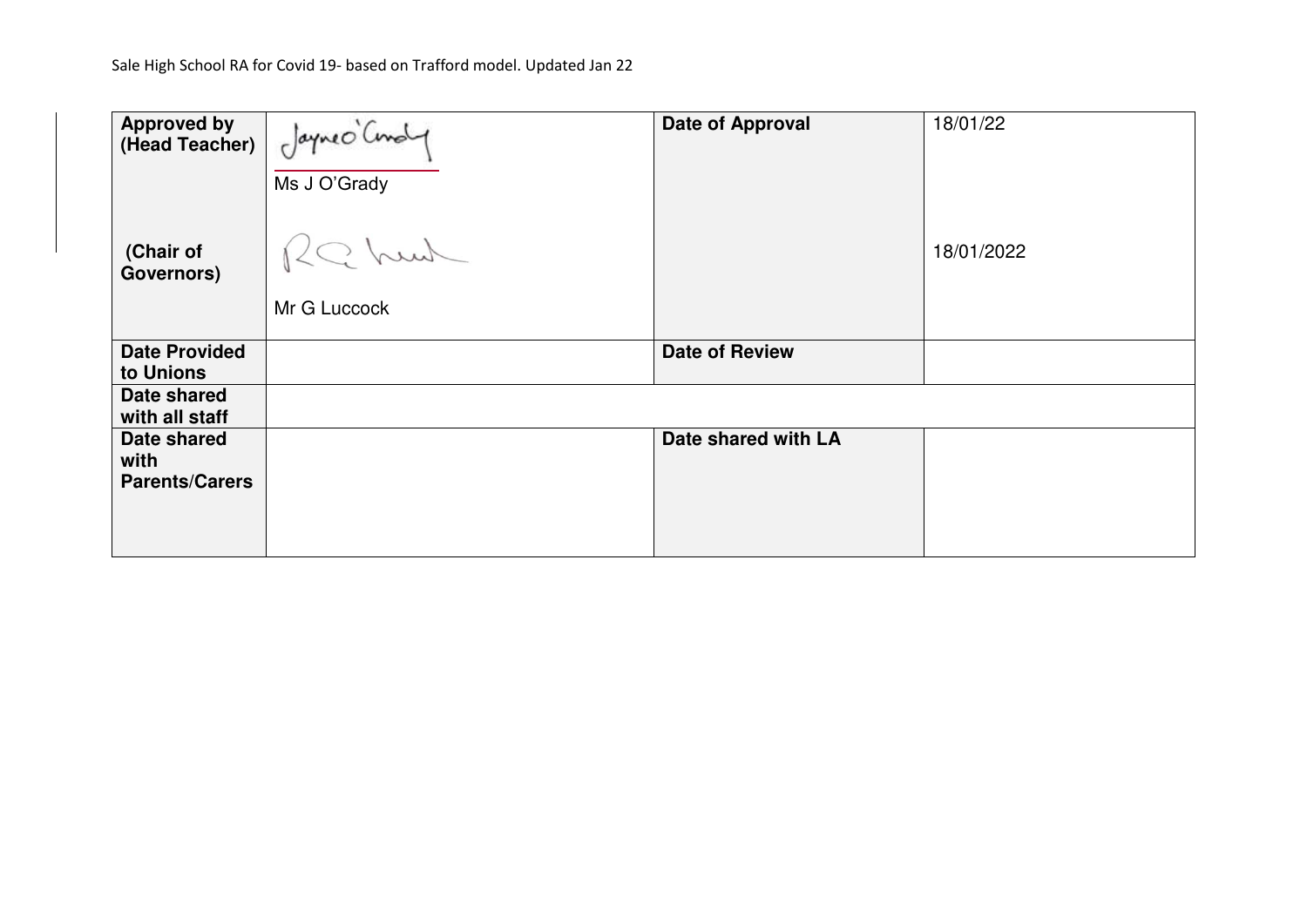| | | | |
|---|---|---|---|
| **Approved by (Head Teacher)** | Ms J O'Grady | **Date of Approval** | 18/01/22 |
| **(Chair of Governors)** | Mr G Luccock | | 18/01/2022 |
| **Date Provided to Unions** | | **Date of Review** | |
| **Date shared with all staff** | | | |
| **Date shared with Parents/Carers** | | **Date shared with LA** | |